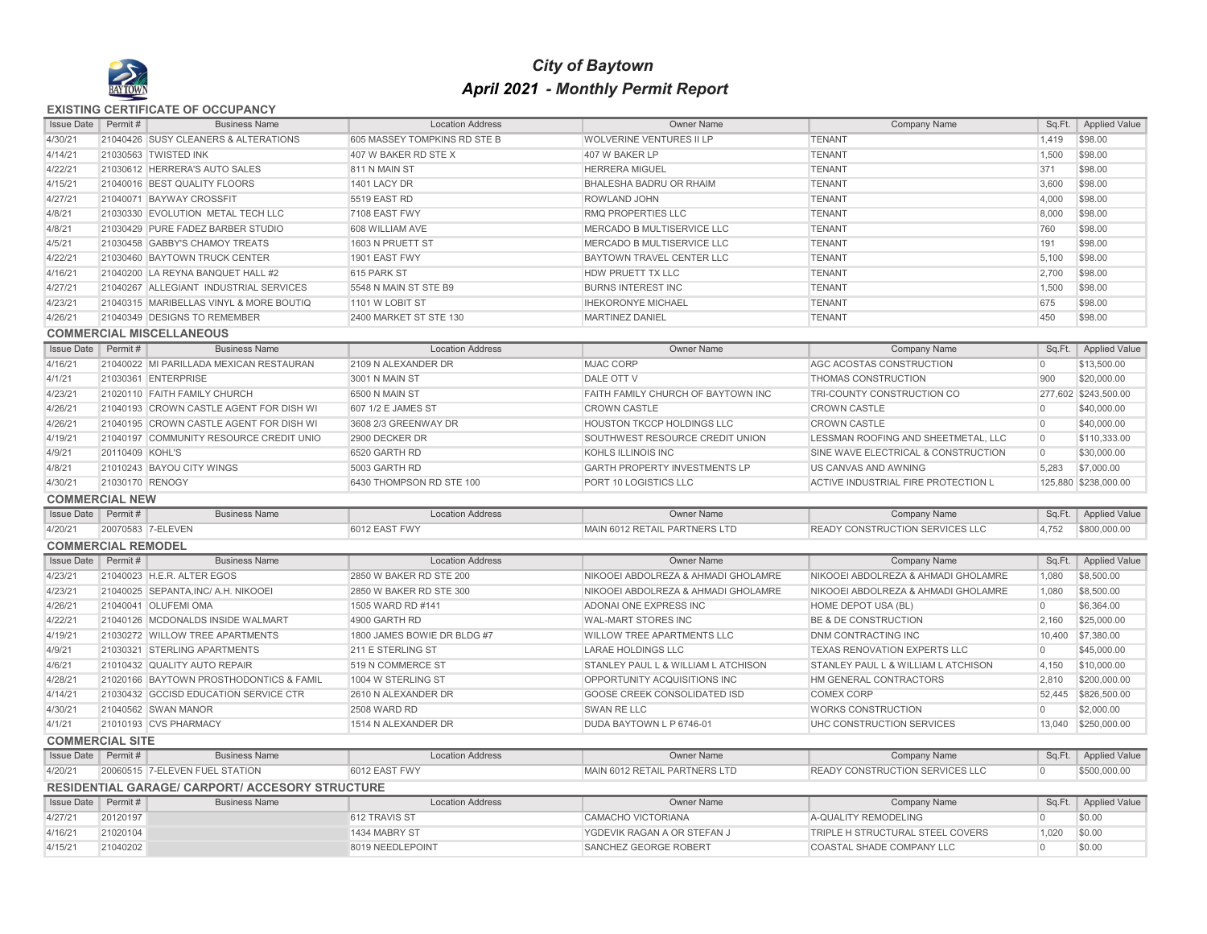# *City of Baytown*

## *April 2021 - Monthly Permit Report*

### EXISTING CERTIFICATE OF OCCUPANCY

| Issue Date | Permit # | Business Name | Location Address | Owner Name | Company Name | Sq.Ft. | Applied Value |
|---|---|---|---|---|---|---|---|
| 4/30/21 | 21040426 | SUSY CLEANERS & ALTERATIONS | 605 MASSEY TOMPKINS RD STE B | WOLVERINE VENTURES II LP | TENANT | 1,419 | $98.00 |
| 4/14/21 | 21030563 | TWISTED INK | 407 W BAKER RD STE X | 407 W BAKER LP | TENANT | 1,500 | $98.00 |
| 4/22/21 | 21030612 | HERRERA'S AUTO SALES | 811 N MAIN ST | HERRERA MIGUEL | TENANT | 371 | $98.00 |
| 4/15/21 | 21040016 | BEST QUALITY FLOORS | 1401 LACY DR | BHALESHA BADRU OR RHAIM | TENANT | 3,600 | $98.00 |
| 4/27/21 | 21040071 | BAYWAY CROSSFIT | 5519 EAST RD | ROWLAND JOHN | TENANT | 4,000 | $98.00 |
| 4/8/21 | 21030330 | EVOLUTION METAL TECH LLC | 7108 EAST FWY | RMQ PROPERTIES LLC | TENANT | 8,000 | $98.00 |
| 4/8/21 | 21030429 | PURE FADEZ BARBER STUDIO | 608 WILLIAM AVE | MERCADO B MULTISERVICE LLC | TENANT | 760 | $98.00 |
| 4/5/21 | 21030458 | GABBY'S CHAMOY TREATS | 1603 N PRUETT ST | MERCADO B MULTISERVICE LLC | TENANT | 191 | $98.00 |
| 4/22/21 | 21030460 | BAYTOWN TRUCK CENTER | 1901 EAST FWY | BAYTOWN TRAVEL CENTER LLC | TENANT | 5,100 | $98.00 |
| 4/16/21 | 21040200 | LA REYNA BANQUET HALL #2 | 615 PARK ST | HDW PRUETT TX LLC | TENANT | 2,700 | $98.00 |
| 4/27/21 | 21040267 | ALLEGIANT INDUSTRIAL SERVICES | 5548 N MAIN ST STE B9 | BURNS INTEREST INC | TENANT | 1,500 | $98.00 |
| 4/23/21 | 21040315 | MARIBELLAS VINYL & MORE BOUTIQ | 1101 W LOBIT ST | IHEKORONYE MICHAEL | TENANT | 675 | $98.00 |
| 4/26/21 | 21040349 | DESIGNS TO REMEMBER | 2400 MARKET ST STE 130 | MARTINEZ DANIEL | TENANT | 450 | $98.00 |

### COMMERCIAL MISCELLANEOUS

| Issue Date | Permit # | Business Name | Location Address | Owner Name | Company Name | Sq.Ft. | Applied Value |
|---|---|---|---|---|---|---|---|
| 4/16/21 | 21040022 | MI PARILLADA MEXICAN RESTAURAN | 2109 N ALEXANDER DR | MJAC CORP | AGC ACOSTAS CONSTRUCTION | 0 | $13,500.00 |
| 4/1/21 | 21030361 | ENTERPRISE | 3001 N MAIN ST | DALE OTT V | THOMAS CONSTRUCTION | 900 | $20,000.00 |
| 4/23/21 | 21020110 | FAITH FAMILY CHURCH | 6500 N MAIN ST | FAITH FAMILY CHURCH OF BAYTOWN INC | TRI-COUNTY CONSTRUCTION CO | 277,602 | $243,500.00 |
| 4/26/21 | 21040193 | CROWN CASTLE AGENT FOR DISH WI | 607 1/2 E JAMES ST | CROWN CASTLE | CROWN CASTLE | 0 | $40,000.00 |
| 4/26/21 | 21040195 | CROWN CASTLE AGENT FOR DISH WI | 3608 2/3 GREENWAY DR | HOUSTON TKCCP HOLDINGS LLC | CROWN CASTLE | 0 | $40,000.00 |
| 4/19/21 | 21040197 | COMMUNITY RESOURCE CREDIT UNIO | 2900 DECKER DR | SOUTHWEST RESOURCE CREDIT UNION | LESSMAN ROOFING AND SHEETMETAL, LLC | 0 | $110,333.00 |
| 4/9/21 | 20110409 | KOHL'S | 6520 GARTH RD | KOHLS ILLINOIS INC | SINE WAVE ELECTRICAL & CONSTRUCTION | 0 | $30,000.00 |
| 4/8/21 | 21010243 | BAYOU CITY WINGS | 5003 GARTH RD | GARTH PROPERTY INVESTMENTS LP | US CANVAS AND AWNING | 5,283 | $7,000.00 |
| 4/30/21 | 21030170 | RENOGY | 6430 THOMPSON RD STE 100 | PORT 10 LOGISTICS LLC | ACTIVE INDUSTRIAL FIRE PROTECTION L | 125,880 | $238,000.00 |

### COMMERCIAL NEW

| Issue Date | Permit # | Business Name | Location Address | Owner Name | Company Name | Sq.Ft. | Applied Value |
|---|---|---|---|---|---|---|---|
| 4/20/21 | 20070583 | 7-ELEVEN | 6012 EAST FWY | MAIN 6012 RETAIL PARTNERS LTD | READY CONSTRUCTION SERVICES LLC | 4,752 | $800,000.00 |

### COMMERCIAL REMODEL

| Issue Date | Permit # | Business Name | Location Address | Owner Name | Company Name | Sq.Ft. | Applied Value |
|---|---|---|---|---|---|---|---|
| 4/23/21 | 21040023 | H.E.R. ALTER EGOS | 2850 W BAKER RD STE 200 | NIKOOEI ABDOLREZA & AHMADI GHOLAMRE | NIKOOEI ABDOLREZA & AHMADI GHOLAMRE | 1,080 | $8,500.00 |
| 4/23/21 | 21040025 | SEPANTA,INC/ A.H. NIKOOEI | 2850 W BAKER RD STE 300 | NIKOOEI ABDOLREZA & AHMADI GHOLAMRE | NIKOOEI ABDOLREZA & AHMADI GHOLAMRE | 1,080 | $8,500.00 |
| 4/26/21 | 21040041 | OLUFEMI OMA | 1505 WARD RD #141 | ADONAI ONE EXPRESS INC | HOME DEPOT USA (BL) | 0 | $6,364.00 |
| 4/22/21 | 21040126 | MCDONALDS INSIDE WALMART | 4900 GARTH RD | WAL-MART STORES INC | BE & DE CONSTRUCTION | 2,160 | $25,000.00 |
| 4/19/21 | 21030272 | WILLOW TREE APARTMENTS | 1800 JAMES BOWIE DR BLDG #7 | WILLOW TREE APARTMENTS LLC | DNM CONTRACTING INC | 10,400 | $7,380.00 |
| 4/9/21 | 21030321 | STERLING APARTMENTS | 211 E STERLING ST | LARAE HOLDINGS LLC | TEXAS RENOVATION EXPERTS LLC | 0 | $45,000.00 |
| 4/6/21 | 21010432 | QUALITY AUTO REPAIR | 519 N COMMERCE ST | STANLEY PAUL L & WILLIAM L ATCHISON | STANLEY PAUL L & WILLIAM L ATCHISON | 4,150 | $10,000.00 |
| 4/28/21 | 21020166 | BAYTOWN PROSTHODONTICS & FAMIL | 1004 W STERLING ST | OPPORTUNITY ACQUISITIONS INC | HM GENERAL CONTRACTORS | 2,810 | $200,000.00 |
| 4/14/21 | 21030432 | GCCISD EDUCATION SERVICE CTR | 2610 N ALEXANDER DR | GOOSE CREEK CONSOLIDATED ISD | COMEX CORP | 52,445 | $826,500.00 |
| 4/30/21 | 21040562 | SWAN MANOR | 2508 WARD RD | SWAN RE LLC | WORKS CONSTRUCTION | 0 | $2,000.00 |
| 4/1/21 | 21010193 | CVS PHARMACY | 1514 N ALEXANDER DR | DUDA BAYTOWN L P 6746-01 | UHC CONSTRUCTION SERVICES | 13,040 | $250,000.00 |

### COMMERCIAL SITE

| Issue Date | Permit # | Business Name | Location Address | Owner Name | Company Name | Sq.Ft. | Applied Value |
|---|---|---|---|---|---|---|---|
| 4/20/21 | 20060515 | 7-ELEVEN FUEL STATION | 6012 EAST FWY | MAIN 6012 RETAIL PARTNERS LTD | READY CONSTRUCTION SERVICES LLC | 0 | $500,000.00 |

### RESIDENTIAL GARAGE/ CARPORT/ ACCESORY STRUCTURE

| Issue Date | Permit # | Business Name | Location Address | Owner Name | Company Name | Sq.Ft. | Applied Value |
|---|---|---|---|---|---|---|---|
| 4/27/21 | 20120197 | | 612 TRAVIS ST | CAMACHO VICTORIANA | A-QUALITY REMODELING | 0 | $0.00 |
| 4/16/21 | 21020104 | | 1434 MABRY ST | YGDEVIK RAGAN A OR STEFAN J | TRIPLE H STRUCTURAL STEEL COVERS | 1,020 | $0.00 |
| 4/15/21 | 21040202 | | 8019 NEEDLEPOINT | SANCHEZ GEORGE ROBERT | COASTAL SHADE COMPANY LLC | 0 | $0.00 |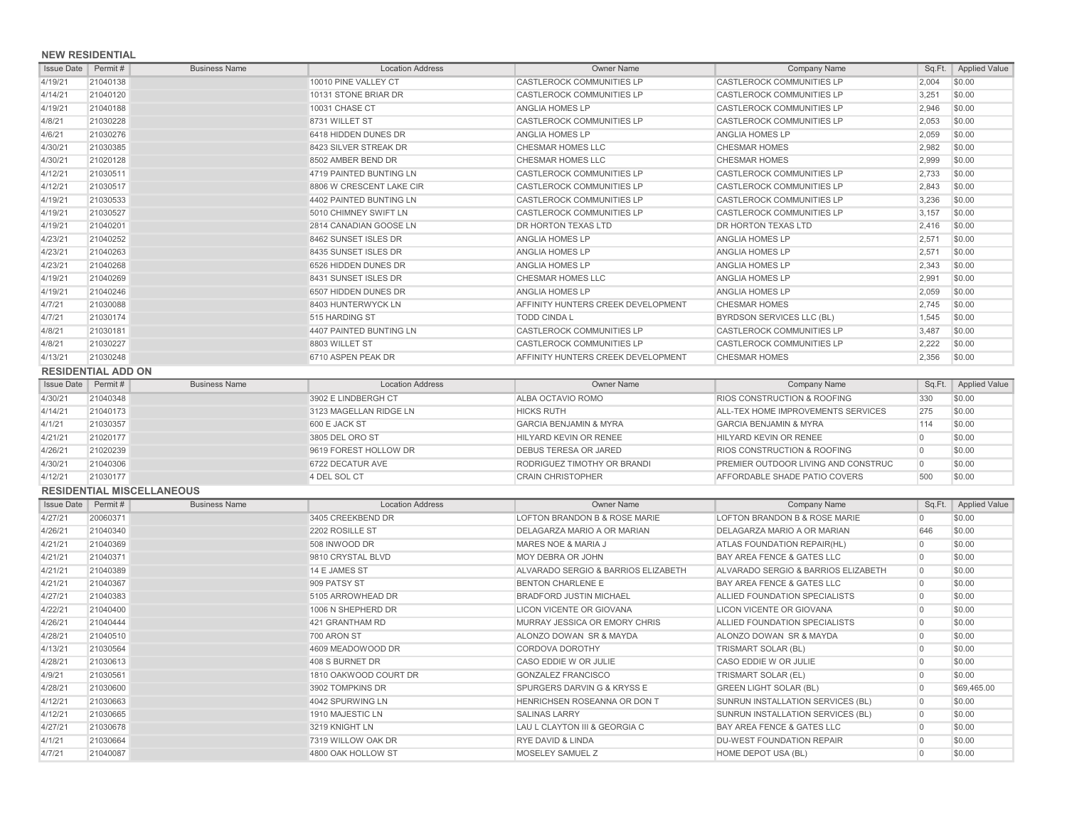### NEW RESIDENTIAL

| Issue Date | Permit # | Business Name | Location Address | Owner Name | Company Name | Sq.Ft. | Applied Value |
|---|---|---|---|---|---|---|---|
| 4/19/21 | 21040138 | | 10010 PINE VALLEY CT | CASTLEROCK COMMUNITIES LP | CASTLEROCK COMMUNITIES LP | 2,004 | $0.00 |
| 4/14/21 | 21040120 | | 10131 STONE BRIAR DR | CASTLEROCK COMMUNITIES LP | CASTLEROCK COMMUNITIES LP | 3,251 | $0.00 |
| 4/19/21 | 21040188 | | 10031 CHASE CT | ANGLIA HOMES LP | CASTLEROCK COMMUNITIES LP | 2,946 | $0.00 |
| 4/8/21 | 21030228 | | 8731 WILLET ST | CASTLEROCK COMMUNITIES LP | CASTLEROCK COMMUNITIES LP | 2,053 | $0.00 |
| 4/6/21 | 21030276 | | 6418 HIDDEN DUNES DR | ANGLIA HOMES LP | ANGLIA HOMES LP | 2,059 | $0.00 |
| 4/30/21 | 21030385 | | 8423 SILVER STREAK DR | CHESMAR HOMES LLC | CHESMAR HOMES | 2,982 | $0.00 |
| 4/30/21 | 21020128 | | 8502 AMBER BEND DR | CHESMAR HOMES LLC | CHESMAR HOMES | 2,999 | $0.00 |
| 4/12/21 | 21030511 | | 4719 PAINTED BUNTING LN | CASTLEROCK COMMUNITIES LP | CASTLEROCK COMMUNITIES LP | 2,733 | $0.00 |
| 4/12/21 | 21030517 | | 8806 W CRESCENT LAKE CIR | CASTLEROCK COMMUNITIES LP | CASTLEROCK COMMUNITIES LP | 2,843 | $0.00 |
| 4/19/21 | 21030533 | | 4402 PAINTED BUNTING LN | CASTLEROCK COMMUNITIES LP | CASTLEROCK COMMUNITIES LP | 3,236 | $0.00 |
| 4/19/21 | 21030527 | | 5010 CHIMNEY SWIFT LN | CASTLEROCK COMMUNITIES LP | CASTLEROCK COMMUNITIES LP | 3,157 | $0.00 |
| 4/19/21 | 21040201 | | 2814 CANADIAN GOOSE LN | DR HORTON TEXAS LTD | DR HORTON TEXAS LTD | 2,416 | $0.00 |
| 4/23/21 | 21040252 | | 8462 SUNSET ISLES DR | ANGLIA HOMES LP | ANGLIA HOMES LP | 2,571 | $0.00 |
| 4/23/21 | 21040263 | | 8435 SUNSET ISLES DR | ANGLIA HOMES LP | ANGLIA HOMES LP | 2,571 | $0.00 |
| 4/23/21 | 21040268 | | 6526 HIDDEN DUNES DR | ANGLIA HOMES LP | ANGLIA HOMES LP | 2,343 | $0.00 |
| 4/19/21 | 21040269 | | 8431 SUNSET ISLES DR | CHESMAR HOMES LLC | ANGLIA HOMES LP | 2,991 | $0.00 |
| 4/19/21 | 21040246 | | 6507 HIDDEN DUNES DR | ANGLIA HOMES LP | ANGLIA HOMES LP | 2,059 | $0.00 |
| 4/7/21 | 21030088 | | 8403 HUNTERWYCK LN | AFFINITY HUNTERS CREEK DEVELOPMENT | CHESMAR HOMES | 2,745 | $0.00 |
| 4/7/21 | 21030174 | | 515 HARDING ST | TODD CINDA L | BYRDSON SERVICES LLC (BL) | 1,545 | $0.00 |
| 4/8/21 | 21030181 | | 4407 PAINTED BUNTING LN | CASTLEROCK COMMUNITIES LP | CASTLEROCK COMMUNITIES LP | 3,487 | $0.00 |
| 4/8/21 | 21030227 | | 8803 WILLET ST | CASTLEROCK COMMUNITIES LP | CASTLEROCK COMMUNITIES LP | 2,222 | $0.00 |
| 4/13/21 | 21030248 | | 6710 ASPEN PEAK DR | AFFINITY HUNTERS CREEK DEVELOPMENT | CHESMAR HOMES | 2,356 | $0.00 |

### RESIDENTIAL ADD ON

| Issue Date | Permit # | Business Name | Location Address | Owner Name | Company Name | Sq.Ft. | Applied Value |
|---|---|---|---|---|---|---|---|
| 4/30/21 | 21040348 | | 3902 E LINDBERGH CT | ALBA OCTAVIO ROMO | RIOS CONSTRUCTION & ROOFING | 330 | $0.00 |
| 4/14/21 | 21040173 | | 3123 MAGELLAN RIDGE LN | HICKS RUTH | ALL-TEX HOME IMPROVEMENTS SERVICES | 275 | $0.00 |
| 4/1/21 | 21030357 | | 600 E JACK ST | GARCIA BENJAMIN & MYRA | GARCIA BENJAMIN & MYRA | 114 | $0.00 |
| 4/21/21 | 21020177 | | 3805 DEL ORO ST | HILYARD KEVIN OR RENEE | HILYARD KEVIN OR RENEE | 0 | $0.00 |
| 4/26/21 | 21020239 | | 9619 FOREST HOLLOW DR | DEBUS TERESA OR JARED | RIOS CONSTRUCTION & ROOFING | 0 | $0.00 |
| 4/30/21 | 21040306 | | 6722 DECATUR AVE | RODRIGUEZ TIMOTHY OR BRANDI | PREMIER OUTDOOR LIVING AND CONSTRUC | 0 | $0.00 |
| 4/12/21 | 21030177 | | 4 DEL SOL CT | CRAIN CHRISTOPHER | AFFORDABLE SHADE PATIO COVERS | 500 | $0.00 |

### RESIDENTIAL MISCELLANEOUS

| Issue Date | Permit # | Business Name | Location Address | Owner Name | Company Name | Sq.Ft. | Applied Value |
|---|---|---|---|---|---|---|---|
| 4/27/21 | 20060371 | | 3405 CREEKBEND DR | LOFTON BRANDON B & ROSE MARIE | LOFTON BRANDON B & ROSE MARIE | 0 | $0.00 |
| 4/26/21 | 21040340 | | 2202 ROSILLE ST | DELAGARZA MARIO A OR MARIAN | DELAGARZA MARIO A OR MARIAN | 646 | $0.00 |
| 4/21/21 | 21040369 | | 508 INWOOD DR | MARES NOE & MARIA J | ATLAS FOUNDATION REPAIR(HL) | 0 | $0.00 |
| 4/21/21 | 21040371 | | 9810 CRYSTAL BLVD | MOY DEBRA OR JOHN | BAY AREA FENCE & GATES LLC | 0 | $0.00 |
| 4/21/21 | 21040389 | | 14 E JAMES ST | ALVARADO SERGIO & BARRIOS ELIZABETH | ALVARADO SERGIO & BARRIOS ELIZABETH | 0 | $0.00 |
| 4/21/21 | 21040367 | | 909 PATSY ST | BENTON CHARLENE E | BAY AREA FENCE & GATES LLC | 0 | $0.00 |
| 4/27/21 | 21040383 | | 5105 ARROWHEAD DR | BRADFORD JUSTIN MICHAEL | ALLIED FOUNDATION SPECIALISTS | 0 | $0.00 |
| 4/22/21 | 21040400 | | 1006 N SHEPHERD DR | LICON VICENTE OR GIOVANA | LICON VICENTE OR GIOVANA | 0 | $0.00 |
| 4/26/21 | 21040444 | | 421 GRANTHAM RD | MURRAY JESSICA OR EMORY CHRIS | ALLIED FOUNDATION SPECIALISTS | 0 | $0.00 |
| 4/28/21 | 21040510 | | 700 ARON ST | ALONZO DOWAN SR & MAYDA | ALONZO DOWAN SR & MAYDA | 0 | $0.00 |
| 4/13/21 | 21030564 | | 4609 MEADOWOOD DR | CORDOVA DOROTHY | TRISMART SOLAR (BL) | 0 | $0.00 |
| 4/28/21 | 21030613 | | 408 S BURNET DR | CASO EDDIE W OR JULIE | CASO EDDIE W OR JULIE | 0 | $0.00 |
| 4/9/21 | 21030561 | | 1810 OAKWOOD COURT DR | GONZALEZ FRANCISCO | TRISMART SOLAR (EL) | 0 | $0.00 |
| 4/28/21 | 21030600 | | 3902 TOMPKINS DR | SPURGERS DARVIN G & KRYSS E | GREEN LIGHT SOLAR (BL) | 0 | $69,465.00 |
| 4/12/21 | 21030663 | | 4042 SPURWING LN | HENRICHSEN ROSEANNA OR DON T | SUNRUN INSTALLATION SERVICES (BL) | 0 | $0.00 |
| 4/12/21 | 21030665 | | 1910 MAJESTIC LN | SALINAS LARRY | SUNRUN INSTALLATION SERVICES (BL) | 0 | $0.00 |
| 4/27/21 | 21030678 | | 3219 KNIGHT LN | LAU L CLAYTON III & GEORGIA C | BAY AREA FENCE & GATES LLC | 0 | $0.00 |
| 4/1/21 | 21030664 | | 7319 WILLOW OAK DR | RYE DAVID & LINDA | DU-WEST FOUNDATION REPAIR | 0 | $0.00 |
| 4/7/21 | 21040087 | | 4800 OAK HOLLOW ST | MOSELEY SAMUEL Z | HOME DEPOT USA (BL) | 0 | $0.00 |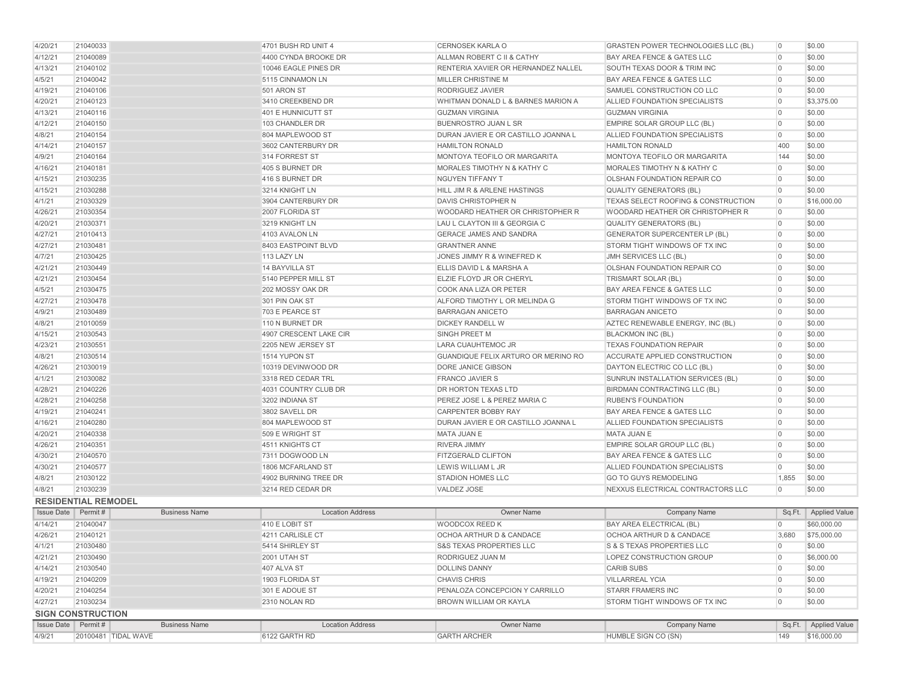| Issue Date | Permit # | Business Name | Location Address | Owner Name | Company Name | Sq.Ft. | Applied Value |
|---|---|---|---|---|---|---|---|
| 4/20/21 | 21040033 | | 4701 BUSH RD UNIT 4 | CERNOSEK KARLA O | GRASTEN POWER TECHNOLOGIES LLC (BL) | 0 | $0.00 |
| 4/12/21 | 21040089 | | 4400 CYNDA BROOKE DR | ALLMAN ROBERT C II & CATHY | BAY AREA FENCE & GATES LLC | 0 | $0.00 |
| 4/13/21 | 21040102 | | 10046 EAGLE PINES DR | RENTERIA XAVIER OR HERNANDEZ NALLEL | SOUTH TEXAS DOOR & TRIM INC | 0 | $0.00 |
| 4/5/21 | 21040042 | | 5115 CINNAMON LN | MILLER CHRISTINE M | BAY AREA FENCE & GATES LLC | 0 | $0.00 |
| 4/19/21 | 21040106 | | 501 ARON ST | RODRIGUEZ JAVIER | SAMUEL CONSTRUCTION CO LLC | 0 | $0.00 |
| 4/20/21 | 21040123 | | 3410 CREEKBEND DR | WHITMAN DONALD L & BARNES MARION A | ALLIED FOUNDATION SPECIALISTS | 0 | $3,375.00 |
| 4/13/21 | 21040116 | | 401 E HUNNICUTT ST | GUZMAN VIRGINIA | GUZMAN VIRGINIA | 0 | $0.00 |
| 4/12/21 | 21040150 | | 103 CHANDLER DR | BUENROSTRO JUAN L SR | EMPIRE SOLAR GROUP LLC (BL) | 0 | $0.00 |
| 4/8/21 | 21040154 | | 804 MAPLEWOOD ST | DURAN JAVIER E OR CASTILLO JOANNA L | ALLIED FOUNDATION SPECIALISTS | 0 | $0.00 |
| 4/14/21 | 21040157 | | 3602 CANTERBURY DR | HAMILTON RONALD | HAMILTON RONALD | 400 | $0.00 |
| 4/9/21 | 21040164 | | 314 FORREST ST | MONTOYA TEOFILO OR MARGARITA | MONTOYA TEOFILO OR MARGARITA | 144 | $0.00 |
| 4/16/21 | 21040181 | | 405 S BURNET DR | MORALES TIMOTHY N & KATHY C | MORALES TIMOTHY N & KATHY C | 0 | $0.00 |
| 4/15/21 | 21030235 | | 416 S BURNET DR | NGUYEN TIFFANY T | OLSHAN FOUNDATION REPAIR CO | 0 | $0.00 |
| 4/15/21 | 21030288 | | 3214 KNIGHT LN | HILL JIM R & ARLENE HASTINGS | QUALITY GENERATORS (BL) | 0 | $0.00 |
| 4/1/21 | 21030329 | | 3904 CANTERBURY DR | DAVIS CHRISTOPHER N | TEXAS SELECT ROOFING & CONSTRUCTION | 0 | $16,000.00 |
| 4/26/21 | 21030354 | | 2007 FLORIDA ST | WOODARD HEATHER OR CHRISTOPHER R | WOODARD HEATHER OR CHRISTOPHER R | 0 | $0.00 |
| 4/20/21 | 21030371 | | 3219 KNIGHT LN | LAU L CLAYTON III & GEORGIA C | QUALITY GENERATORS (BL) | 0 | $0.00 |
| 4/27/21 | 21010413 | | 4103 AVALON LN | GERACE JAMES AND SANDRA | GENERATOR SUPERCENTER LP (BL) | 0 | $0.00 |
| 4/27/21 | 21030481 | | 8403 EASTPOINT BLVD | GRANTNER ANNE | STORM TIGHT WINDOWS OF TX INC | 0 | $0.00 |
| 4/7/21 | 21030425 | | 113 LAZY LN | JONES JIMMY R & WINEFRED K | JMH SERVICES LLC (BL) | 0 | $0.00 |
| 4/21/21 | 21030449 | | 14 BAYVILLA ST | ELLIS DAVID L & MARSHA A | OLSHAN FOUNDATION REPAIR CO | 0 | $0.00 |
| 4/21/21 | 21030454 | | 5140 PEPPER MILL ST | ELZIE FLOYD JR OR CHERYL | TRISMART SOLAR (BL) | 0 | $0.00 |
| 4/5/21 | 21030475 | | 202 MOSSY OAK DR | COOK ANA LIZA OR PETER | BAY AREA FENCE & GATES LLC | 0 | $0.00 |
| 4/27/21 | 21030478 | | 301 PIN OAK ST | ALFORD TIMOTHY L OR MELINDA G | STORM TIGHT WINDOWS OF TX INC | 0 | $0.00 |
| 4/9/21 | 21030489 | | 703 E PEARCE ST | BARRAGAN ANICETO | BARRAGAN ANICETO | 0 | $0.00 |
| 4/8/21 | 21010059 | | 110 N BURNET DR | DICKEY RANDELL W | AZTEC RENEWABLE ENERGY, INC (BL) | 0 | $0.00 |
| 4/15/21 | 21030543 | | 4907 CRESCENT LAKE CIR | SINGH PREET M | BLACKMON INC (BL) | 0 | $0.00 |
| 4/23/21 | 21030551 | | 2205 NEW JERSEY ST | LARA CUAUHTEMOC JR | TEXAS FOUNDATION REPAIR | 0 | $0.00 |
| 4/8/21 | 21030514 | | 1514 YUPON ST | GUANDIQUE FELIX ARTURO OR MERINO RO | ACCURATE APPLIED CONSTRUCTION | 0 | $0.00 |
| 4/26/21 | 21030019 | | 10319 DEVINWOOD DR | DORE JANICE GIBSON | DAYTON ELECTRIC CO LLC (BL) | 0 | $0.00 |
| 4/1/21 | 21030082 | | 3318 RED CEDAR TRL | FRANCO JAVIER S | SUNRUN INSTALLATION SERVICES (BL) | 0 | $0.00 |
| 4/28/21 | 21040226 | | 4031 COUNTRY CLUB DR | DR HORTON TEXAS LTD | BIRDMAN CONTRACTING LLC (BL) | 0 | $0.00 |
| 4/28/21 | 21040258 | | 3202 INDIANA ST | PEREZ JOSE L & PEREZ MARIA C | RUBEN'S FOUNDATION | 0 | $0.00 |
| 4/19/21 | 21040241 | | 3802 SAVELL DR | CARPENTER BOBBY RAY | BAY AREA FENCE & GATES LLC | 0 | $0.00 |
| 4/16/21 | 21040280 | | 804 MAPLEWOOD ST | DURAN JAVIER E OR CASTILLO JOANNA L | ALLIED FOUNDATION SPECIALISTS | 0 | $0.00 |
| 4/20/21 | 21040338 | | 509 E WRIGHT ST | MATA JUAN E | MATA JUAN E | 0 | $0.00 |
| 4/26/21 | 21040351 | | 4511 KNIGHTS CT | RIVERA JIMMY | EMPIRE SOLAR GROUP LLC (BL) | 0 | $0.00 |
| 4/30/21 | 21040570 | | 7311 DOGWOOD LN | FITZGERALD CLIFTON | BAY AREA FENCE & GATES LLC | 0 | $0.00 |
| 4/30/21 | 21040577 | | 1806 MCFARLAND ST | LEWIS WILLIAM L JR | ALLIED FOUNDATION SPECIALISTS | 0 | $0.00 |
| 4/8/21 | 21030122 | | 4902 BURNING TREE DR | STADION HOMES LLC | GO TO GUYS REMODELING | 1,855 | $0.00 |
| 4/8/21 | 21030239 | | 3214 RED CEDAR DR | VALDEZ JOSE | NEXXUS ELECTRICAL CONTRACTORS LLC | 0 | $0.00 |

## RESIDENTIAL REMODEL

| Issue Date | Permit # | Business Name | Location Address | Owner Name | Company Name | Sq.Ft. | Applied Value |
|---|---|---|---|---|---|---|---|
| 4/14/21 | 21040047 | | 410 E LOBIT ST | WOODCOX REED K | BAY AREA ELECTRICAL (BL) | 0 | $60,000.00 |
| 4/26/21 | 21040121 | | 4211 CARLISLE CT | OCHOA ARTHUR D & CANDACE | OCHOA ARTHUR D & CANDACE | 3,680 | $75,000.00 |
| 4/1/21 | 21030480 | | 5414 SHIRLEY ST | S&S TEXAS PROPERTIES LLC | S & S TEXAS PROPERTIES LLC | 0 | $0.00 |
| 4/21/21 | 21030490 | | 2001 UTAH ST | RODRIGUEZ JUAN M | LOPEZ CONSTRUCTION GROUP | 0 | $6,000.00 |
| 4/14/21 | 21030540 | | 407 ALVA ST | DOLLINS DANNY | CARIB SUBS | 0 | $0.00 |
| 4/19/21 | 21040209 | | 1903 FLORIDA ST | CHAVIS CHRIS | VILLARREAL YCIA | 0 | $0.00 |
| 4/20/21 | 21040254 | | 301 E ADOUE ST | PENALOZA CONCEPCION Y CARRILLO | STARR FRAMERS INC | 0 | $0.00 |
| 4/27/21 | 21030234 | | 2310 NOLAN RD | BROWN WILLIAM OR KAYLA | STORM TIGHT WINDOWS OF TX INC | 0 | $0.00 |

## SIGN CONSTRUCTION

| Issue Date | Permit # | Business Name | Location Address | Owner Name | Company Name | Sq.Ft. | Applied Value |
|---|---|---|---|---|---|---|---|
| 4/9/21 | 20100481 | TIDAL WAVE | 6122 GARTH RD | GARTH ARCHER | HUMBLE SIGN CO (SN) | 149 | $16,000.00 |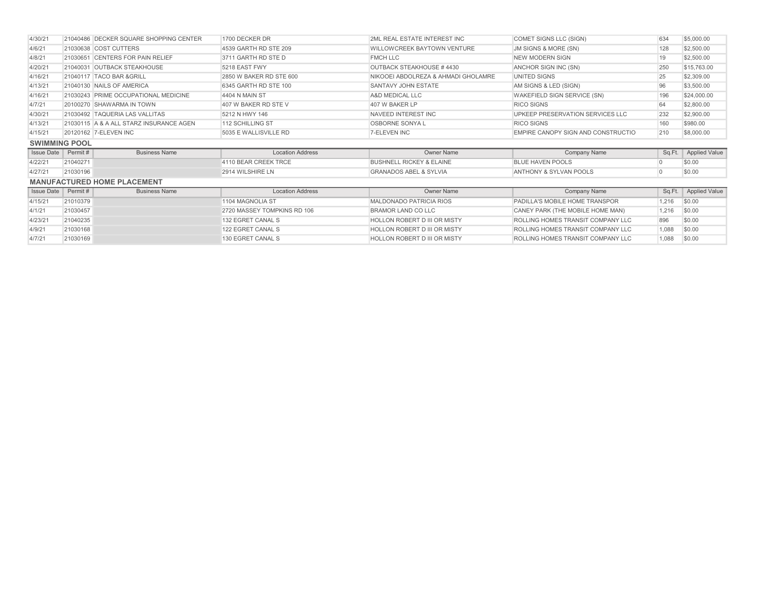| | | | | | | | |
|---|---|---|---|---|---|---|---|
| 4/30/21 | 21040486 | DECKER SQUARE SHOPPING CENTER | 1700 DECKER DR | 2ML REAL ESTATE INTEREST INC | COMET SIGNS LLC (SIGN) | 634 | $5,000.00 |
| 4/6/21 | 21030638 | COST CUTTERS | 4539 GARTH RD STE 209 | WILLOWCREEK BAYTOWN VENTURE | JM SIGNS & MORE (SN) | 128 | $2,500.00 |
| 4/8/21 | 21030651 | CENTERS FOR PAIN RELIEF | 3711 GARTH RD STE D | FMCH LLC | NEW MODERN SIGN | 19 | $2,500.00 |
| 4/20/21 | 21040031 | OUTBACK STEAKHOUSE | 5218 EAST FWY | OUTBACK STEAKHOUSE # 4430 | ANCHOR SIGN INC (SN) | 250 | $15,763.00 |
| 4/16/21 | 21040117 | TACO BAR &GRILL | 2850 W BAKER RD STE 600 | NIKOOEI ABDOLREZA & AHMADI GHOLAMRE | UNITED SIGNS | 25 | $2,309.00 |
| 4/13/21 | 21040130 | NAILS OF AMERICA | 6345 GARTH RD STE 100 | SANTAVY JOHN ESTATE | AM SIGNS & LED (SIGN) | 96 | $3,500.00 |
| 4/16/21 | 21030243 | PRIME OCCUPATIONAL MEDICINE | 4404 N MAIN ST | A&D MEDICAL LLC | WAKEFIELD SIGN SERVICE (SN) | 196 | $24,000.00 |
| 4/7/21 | 20100270 | SHAWARMA IN TOWN | 407 W BAKER RD STE V | 407 W BAKER LP | RICO SIGNS | 64 | $2,800.00 |
| 4/30/21 | 21030492 | TAQUERIA LAS VALLITAS | 5212 N HWY 146 | NAVEED INTEREST INC | UPKEEP PRESERVATION SERVICES LLC | 232 | $2,900.00 |
| 4/13/21 | 21030115 | A & A ALL STARZ INSURANCE AGEN | 112 SCHILLING ST | OSBORNE SONYA L | RICO SIGNS | 160 | $980.00 |
| 4/15/21 | 20120162 | 7-ELEVEN INC | 5035 E WALLISVILLE RD | 7-ELEVEN INC | EMPIRE CANOPY SIGN AND CONSTRUCTIO | 210 | $8,000.00 |

## SWIMMING POOL

| Issue Date | Permit # | Business Name | Location Address | Owner Name | Company Name | Sq.Ft. | Applied Value |
|---|---|---|---|---|---|---|---|
| 4/22/21 | 21040271 | | 4110 BEAR CREEK TRCE | BUSHNELL RICKEY & ELAINE | BLUE HAVEN POOLS | 0 | $0.00 |
| 4/27/21 | 21030196 | | 2914 WILSHIRE LN | GRANADOS ABEL & SYLVIA | ANTHONY & SYLVAN POOLS | 0 | $0.00 |

## MANUFACTURED HOME PLACEMENT

| Issue Date | Permit # | Business Name | Location Address | Owner Name | Company Name | Sq.Ft. | Applied Value |
|---|---|---|---|---|---|---|---|
| 4/15/21 | 21010379 | | 1104 MAGNOLIA ST | MALDONADO PATRICIA RIOS | PADILLA'S MOBILE HOME TRANSPOR | 1,216 | $0.00 |
| 4/1/21 | 21030457 | | 2720 MASSEY TOMPKINS RD 106 | BRAMOR LAND CO LLC | CANEY PARK (THE MOBILE HOME MAN) | 1,216 | $0.00 |
| 4/23/21 | 21040235 | | 132 EGRET CANAL S | HOLLON ROBERT D III OR MISTY | ROLLING HOMES TRANSIT COMPANY LLC | 896 | $0.00 |
| 4/9/21 | 21030168 | | 122 EGRET CANAL S | HOLLON ROBERT D III OR MISTY | ROLLING HOMES TRANSIT COMPANY LLC | 1,088 | $0.00 |
| 4/7/21 | 21030169 | | 130 EGRET CANAL S | HOLLON ROBERT D III OR MISTY | ROLLING HOMES TRANSIT COMPANY LLC | 1,088 | $0.00 |